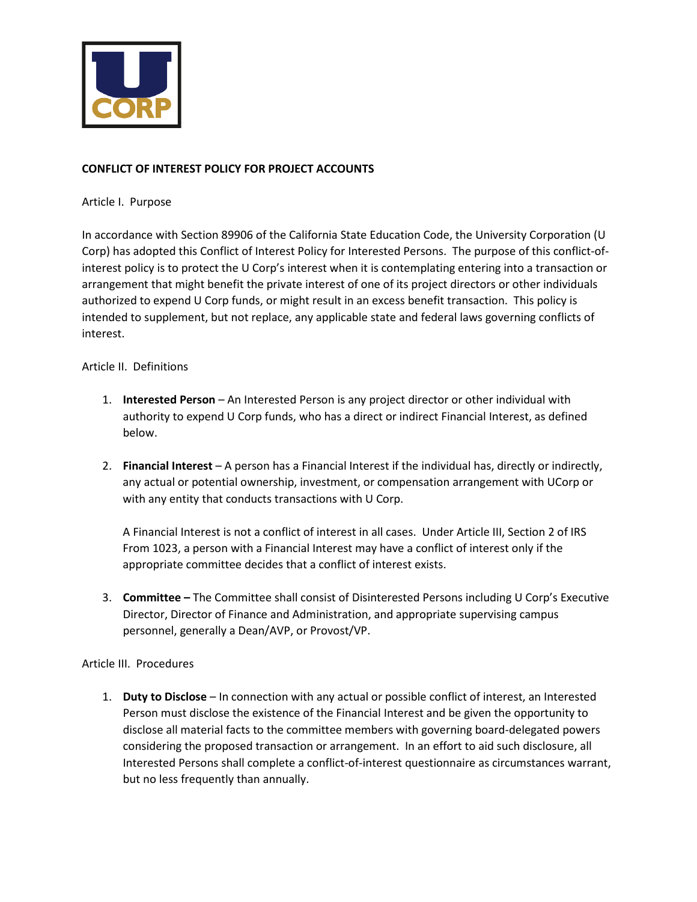U CORP

**CONFLICT OF INTEREST POLICY FOR PROJECT ACCOUNTS**

Article I. Purpose

In accordance with Section 89906 of the California State Education Code, the University Corporation (U Corp) has adopted this Conflict of Interest Policy for Interested Persons. The purpose of this conflict-of-interest policy is to protect the U Corp's interest when it is contemplating entering into a transaction or arrangement that might benefit the private interest of one of its project directors or other individuals authorized to expend U Corp funds, or might result in an excess benefit transaction. This policy is intended to supplement, but not replace, any applicable state and federal laws governing conflicts of interest.

Article II. Definitions

1. **Interested Person** – An Interested Person is any project director or other individual with authority to expend U Corp funds, who has a direct or indirect Financial Interest, as defined below.

2. **Financial Interest** – A person has a Financial Interest if the individual has, directly or indirectly, any actual or potential ownership, investment, or compensation arrangement with UCorp or with any entity that conducts transactions with U Corp.

   A Financial Interest is not a conflict of interest in all cases. Under Article III, Section 2 of IRS From 1023, a person with a Financial Interest may have a conflict of interest only if the appropriate committee decides that a conflict of interest exists.

3. **Committee –** The Committee shall consist of Disinterested Persons including U Corp's Executive Director, Director of Finance and Administration, and appropriate supervising campus personnel, generally a Dean/AVP, or Provost/VP.

Article III. Procedures

1. **Duty to Disclose** – In connection with any actual or possible conflict of interest, an Interested Person must disclose the existence of the Financial Interest and be given the opportunity to disclose all material facts to the committee members with governing board-delegated powers considering the proposed transaction or arrangement. In an effort to aid such disclosure, all Interested Persons shall complete a conflict-of-interest questionnaire as circumstances warrant, but no less frequently than annually.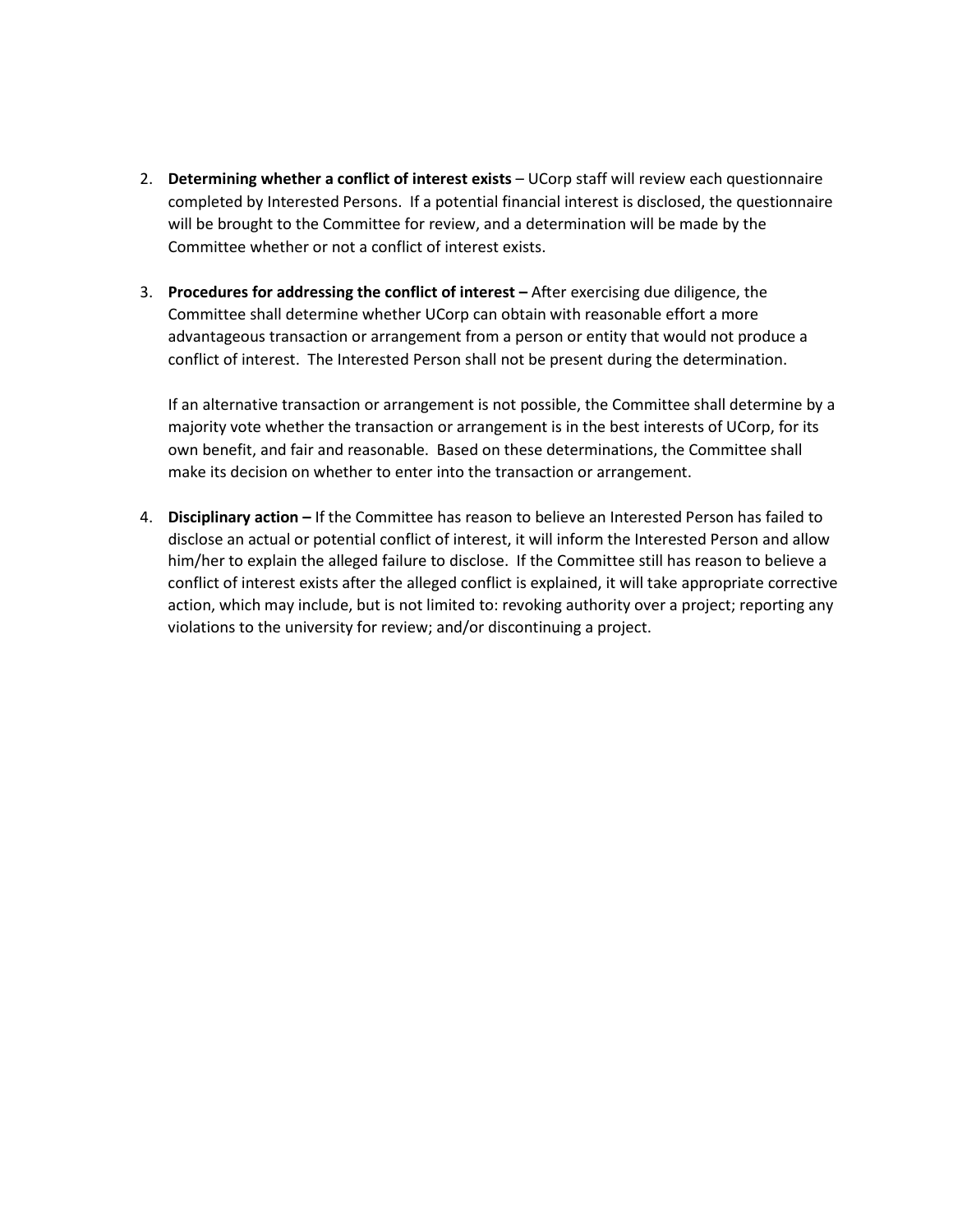2. **Determining whether a conflict of interest exists** – UCorp staff will review each questionnaire completed by Interested Persons. If a potential financial interest is disclosed, the questionnaire will be brought to the Committee for review, and a determination will be made by the Committee whether or not a conflict of interest exists.

3. **Procedures for addressing the conflict of interest –** After exercising due diligence, the Committee shall determine whether UCorp can obtain with reasonable effort a more advantageous transaction or arrangement from a person or entity that would not produce a conflict of interest. The Interested Person shall not be present during the determination.

   If an alternative transaction or arrangement is not possible, the Committee shall determine by a majority vote whether the transaction or arrangement is in the best interests of UCorp, for its own benefit, and fair and reasonable. Based on these determinations, the Committee shall make its decision on whether to enter into the transaction or arrangement.

4. **Disciplinary action –** If the Committee has reason to believe an Interested Person has failed to disclose an actual or potential conflict of interest, it will inform the Interested Person and allow him/her to explain the alleged failure to disclose. If the Committee still has reason to believe a conflict of interest exists after the alleged conflict is explained, it will take appropriate corrective action, which may include, but is not limited to: revoking authority over a project; reporting any violations to the university for review; and/or discontinuing a project.